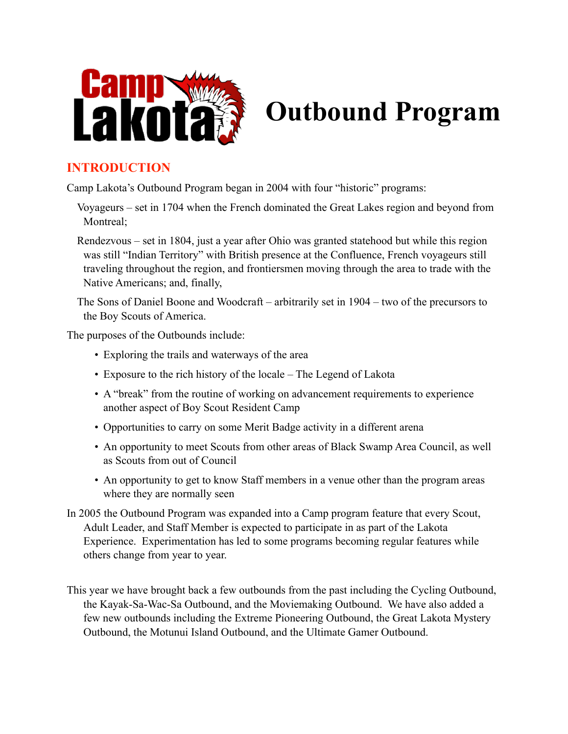# Camp Lakota Outbound Program

## INTRODUCTION

Camp Lakota's Outbound Program began in 2004 with four "historic" programs:

Voyageurs – set in 1704 when the French dominated the Great Lakes region and beyond from Montreal;

Rendezvous – set in 1804, just a year after Ohio was granted statehood but while this region was still "Indian Territory" with British presence at the Confluence, French voyageurs still traveling throughout the region, and frontiersmen moving through the area to trade with the Native Americans; and, finally,

The Sons of Daniel Boone and Woodcraft – arbitrarily set in 1904 – two of the precursors to the Boy Scouts of America.

The purposes of the Outbounds include:

- Exploring the trails and waterways of the area
- Exposure to the rich history of the locale – The Legend of Lakota
- A "break" from the routine of working on advancement requirements to experience another aspect of Boy Scout Resident Camp
- Opportunities to carry on some Merit Badge activity in a different arena
- An opportunity to meet Scouts from other areas of Black Swamp Area Council, as well as Scouts from out of Council
- An opportunity to get to know Staff members in a venue other than the program areas where they are normally seen

In 2005 the Outbound Program was expanded into a Camp program feature that every Scout, Adult Leader, and Staff Member is expected to participate in as part of the Lakota Experience. Experimentation has led to some programs becoming regular features while others change from year to year.

This year we have brought back a few outbounds from the past including the Cycling Outbound, the Kayak-Sa-Wac-Sa Outbound, and the Moviemaking Outbound. We have also added a few new outbounds including the Extreme Pioneering Outbound, the Great Lakota Mystery Outbound, the Motunui Island Outbound, and the Ultimate Gamer Outbound.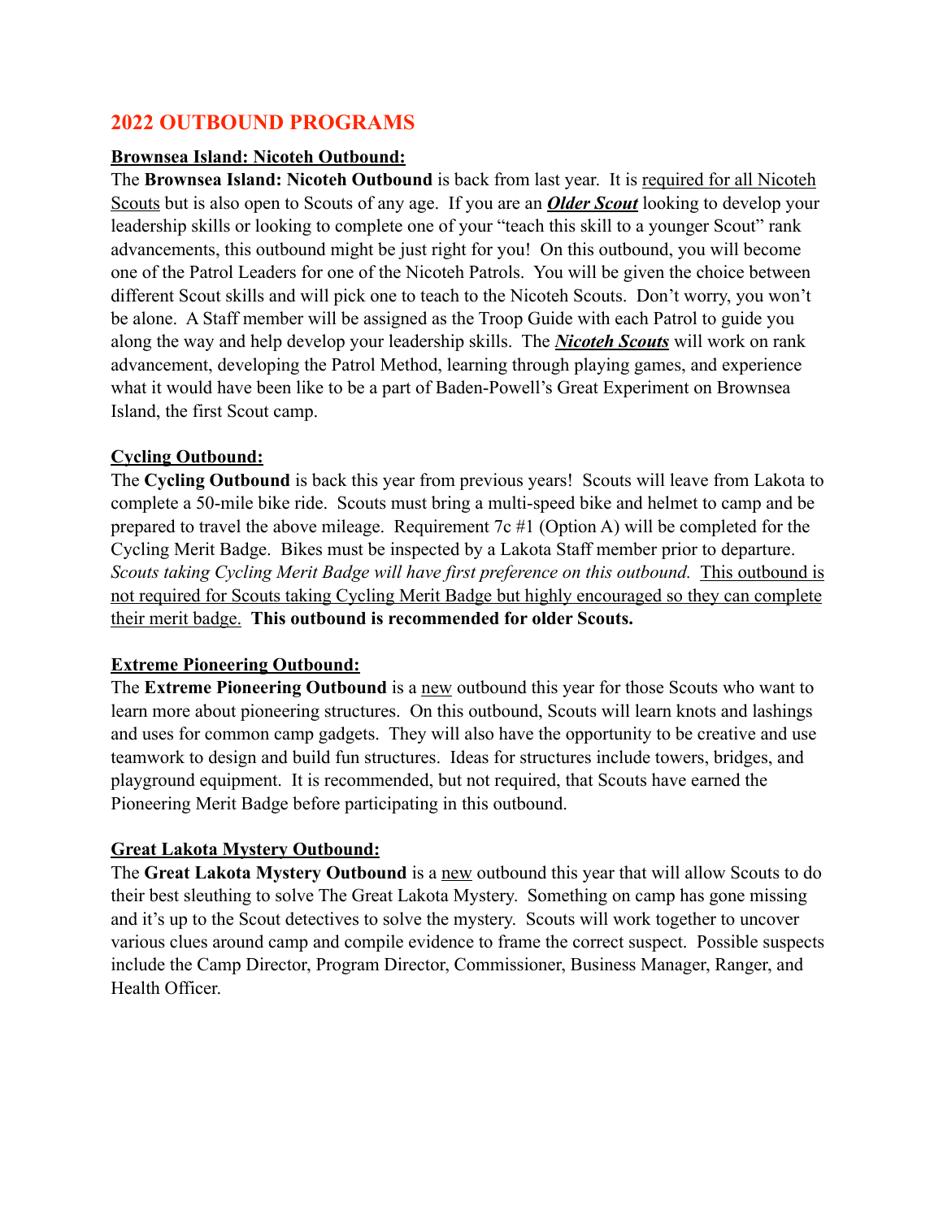## 2022 OUTBOUND PROGRAMS

**Brownsea Island: Nicoteh Outbound:**

The **Brownsea Island: Nicoteh Outbound** is back from last year. It is required for all Nicoteh Scouts but is also open to Scouts of any age. If you are an ***Older Scout*** looking to develop your leadership skills or looking to complete one of your "teach this skill to a younger Scout" rank advancements, this outbound might be just right for you! On this outbound, you will become one of the Patrol Leaders for one of the Nicoteh Patrols. You will be given the choice between different Scout skills and will pick one to teach to the Nicoteh Scouts. Don't worry, you won't be alone. A Staff member will be assigned as the Troop Guide with each Patrol to guide you along the way and help develop your leadership skills. The ***Nicoteh Scouts*** will work on rank advancement, developing the Patrol Method, learning through playing games, and experience what it would have been like to be a part of Baden-Powell's Great Experiment on Brownsea Island, the first Scout camp.

**Cycling Outbound:**

The **Cycling Outbound** is back this year from previous years! Scouts will leave from Lakota to complete a 50-mile bike ride. Scouts must bring a multi-speed bike and helmet to camp and be prepared to travel the above mileage. Requirement 7c #1 (Option A) will be completed for the Cycling Merit Badge. Bikes must be inspected by a Lakota Staff member prior to departure. *Scouts taking Cycling Merit Badge will have first preference on this outbound.* This outbound is not required for Scouts taking Cycling Merit Badge but highly encouraged so they can complete their merit badge. **This outbound is recommended for older Scouts.**

**Extreme Pioneering Outbound:**

The **Extreme Pioneering Outbound** is a new outbound this year for those Scouts who want to learn more about pioneering structures. On this outbound, Scouts will learn knots and lashings and uses for common camp gadgets. They will also have the opportunity to be creative and use teamwork to design and build fun structures. Ideas for structures include towers, bridges, and playground equipment. It is recommended, but not required, that Scouts have earned the Pioneering Merit Badge before participating in this outbound.

**Great Lakota Mystery Outbound:**

The **Great Lakota Mystery Outbound** is a new outbound this year that will allow Scouts to do their best sleuthing to solve The Great Lakota Mystery. Something on camp has gone missing and it's up to the Scout detectives to solve the mystery. Scouts will work together to uncover various clues around camp and compile evidence to frame the correct suspect. Possible suspects include the Camp Director, Program Director, Commissioner, Business Manager, Ranger, and Health Officer.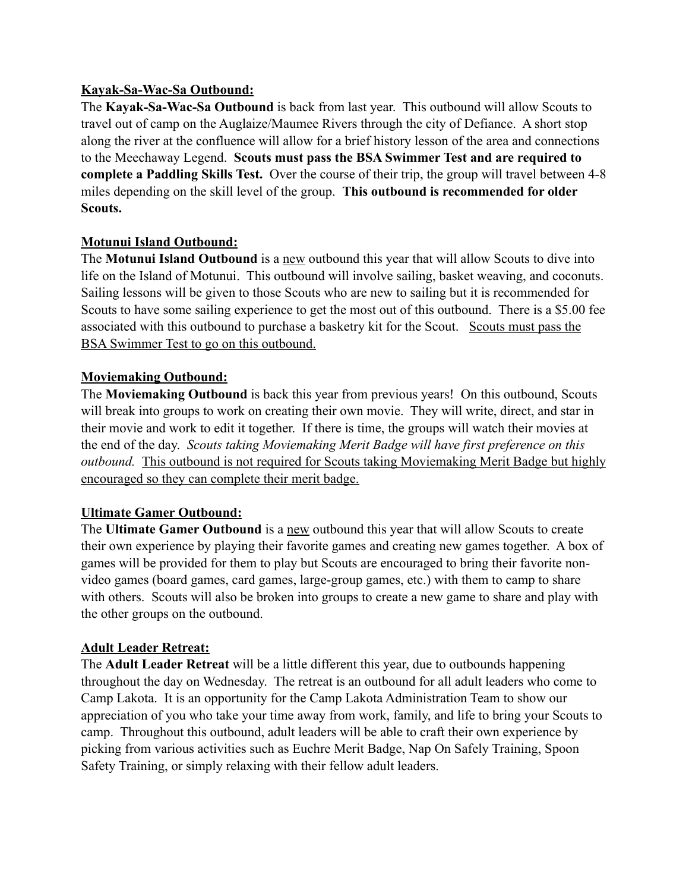**<u>Kayak-Sa-Wac-Sa Outbound:</u>**

The **Kayak-Sa-Wac-Sa Outbound** is back from last year. This outbound will allow Scouts to travel out of camp on the Auglaize/Maumee Rivers through the city of Defiance. A short stop along the river at the confluence will allow for a brief history lesson of the area and connections to the Meechaway Legend. **Scouts must pass the BSA Swimmer Test and are required to complete a Paddling Skills Test.** Over the course of their trip, the group will travel between 4-8 miles depending on the skill level of the group. **This outbound is recommended for older Scouts.**

**<u>Motunui Island Outbound:</u>**

The **Motunui Island Outbound** is a <u>new</u> outbound this year that will allow Scouts to dive into life on the Island of Motunui. This outbound will involve sailing, basket weaving, and coconuts. Sailing lessons will be given to those Scouts who are new to sailing but it is recommended for Scouts to have some sailing experience to get the most out of this outbound. There is a $5.00 fee associated with this outbound to purchase a basketry kit for the Scout. <u>Scouts must pass the BSA Swimmer Test to go on this outbound.</u>

**<u>Moviemaking Outbound:</u>**

The **Moviemaking Outbound** is back this year from previous years! On this outbound, Scouts will break into groups to work on creating their own movie. They will write, direct, and star in their movie and work to edit it together. If there is time, the groups will watch their movies at the end of the day. *Scouts taking Moviemaking Merit Badge will have first preference on this outbound.* <u>This outbound is not required for Scouts taking Moviemaking Merit Badge but highly encouraged so they can complete their merit badge.</u>

**<u>Ultimate Gamer Outbound:</u>**

The **Ultimate Gamer Outbound** is a <u>new</u> outbound this year that will allow Scouts to create their own experience by playing their favorite games and creating new games together. A box of games will be provided for them to play but Scouts are encouraged to bring their favorite non-video games (board games, card games, large-group games, etc.) with them to camp to share with others. Scouts will also be broken into groups to create a new game to share and play with the other groups on the outbound.

**<u>Adult Leader Retreat:</u>**

The **Adult Leader Retreat** will be a little different this year, due to outbounds happening throughout the day on Wednesday. The retreat is an outbound for all adult leaders who come to Camp Lakota. It is an opportunity for the Camp Lakota Administration Team to show our appreciation of you who take your time away from work, family, and life to bring your Scouts to camp. Throughout this outbound, adult leaders will be able to craft their own experience by picking from various activities such as Euchre Merit Badge, Nap On Safely Training, Spoon Safety Training, or simply relaxing with their fellow adult leaders.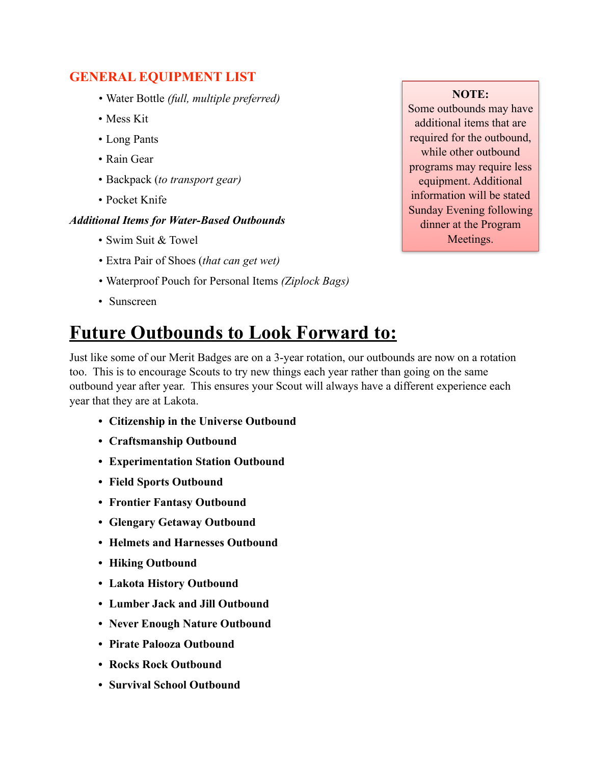## GENERAL EQUIPMENT LIST

- Water Bottle *(full, multiple preferred)*
- Mess Kit
- Long Pants
- Rain Gear
- Backpack (*to transport gear)*
- Pocket Knife

***Additional Items for Water-Based Outbounds***

- Swim Suit & Towel
- Extra Pair of Shoes (*that can get wet)*
- Waterproof Pouch for Personal Items *(Ziplock Bags)*
- Sunscreen

**NOTE:**
Some outbounds may have additional items that are required for the outbound, while other outbound programs may require less equipment. Additional information will be stated Sunday Evening following dinner at the Program Meetings.

# Future Outbounds to Look Forward to:

Just like some of our Merit Badges are on a 3-year rotation, our outbounds are now on a rotation too. This is to encourage Scouts to try new things each year rather than going on the same outbound year after year. This ensures your Scout will always have a different experience each year that they are at Lakota.

- **Citizenship in the Universe Outbound**
- **Craftsmanship Outbound**
- **Experimentation Station Outbound**
- **Field Sports Outbound**
- **Frontier Fantasy Outbound**
- **Glengary Getaway Outbound**
- **Helmets and Harnesses Outbound**
- **Hiking Outbound**
- **Lakota History Outbound**
- **Lumber Jack and Jill Outbound**
- **Never Enough Nature Outbound**
- **Pirate Palooza Outbound**
- **Rocks Rock Outbound**
- **Survival School Outbound**